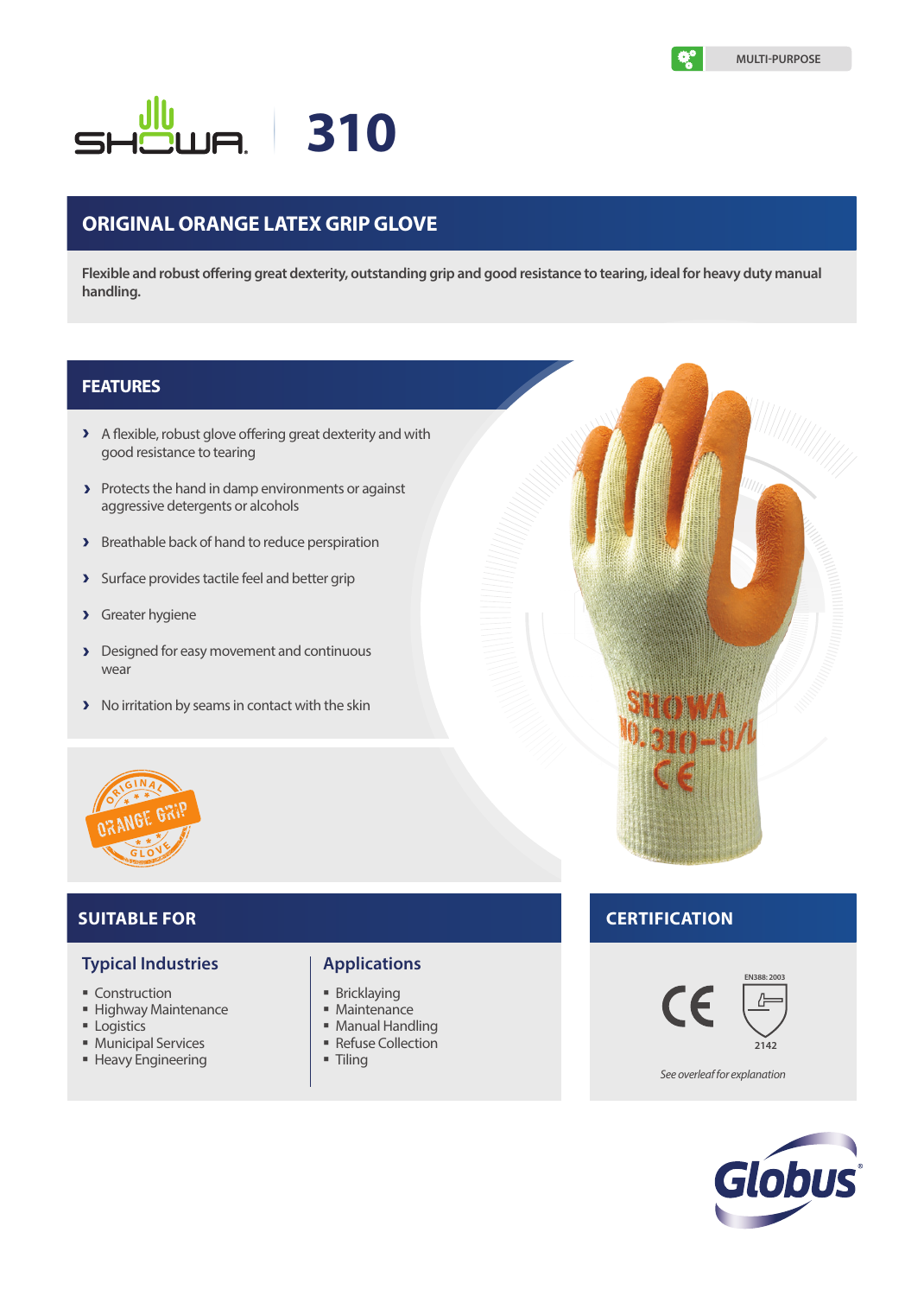MULTI-PURPOSE

# SHOWA 310

## ORIGINAL ORANGE LATEX GRIP GLOVE

**Flexible and robust offering great dexterity, outstanding grip and good resistance to tearing, ideal for heavy duty manual handling.**

## FEATURES

- A flexible, robust glove offering great dexterity and with good resistance to tearing
- Protects the hand in damp environments or against aggressive detergents or alcohols
- Breathable back of hand to reduce perspiration
- Surface provides tactile feel and better grip
- Greater hygiene
- Designed for easy movement and continuous wear
- No irritation by seams in contact with the skin

ORIGINAL ORANGE GRIP GLOVE

## SUITABLE FOR

### Typical Industries

- Construction
- Highway Maintenance
- Logistics
- Municipal Services
- Heavy Engineering

### Applications

- Bricklaying
- Maintenance
- Manual Handling
- Refuse Collection
- Tiling

## CERTIFICATION

CE

EN388: 2003

2142

*See overleaf for explanation*

Globus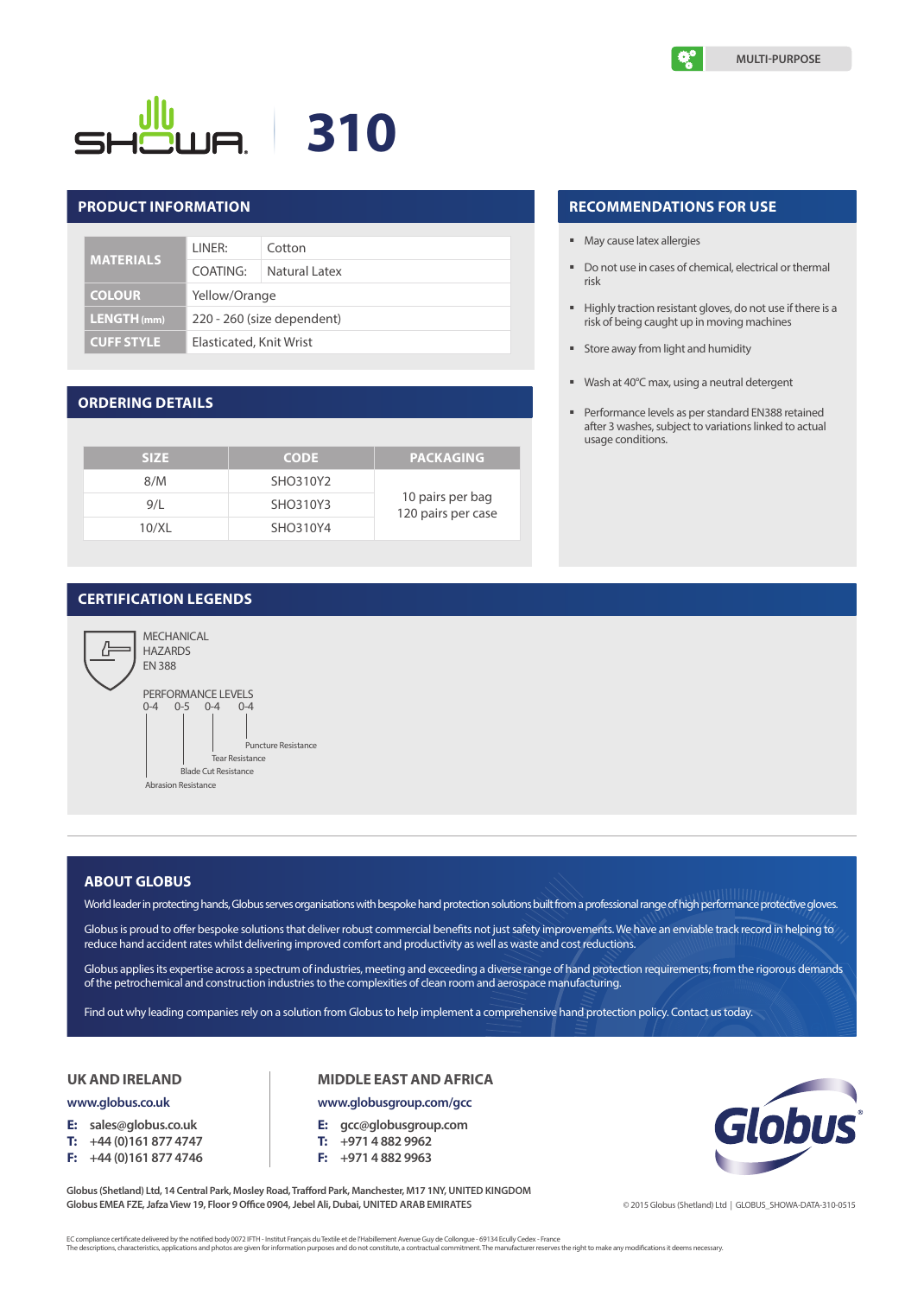MULTI-PURPOSE

# SHOWA 310

## PRODUCT INFORMATION

| | | |
|---|---|---|
| **MATERIALS** | LINER: | Cotton |
| | COATING: | Natural Latex |
| **COLOUR** | Yellow/Orange | |
| **LENGTH (mm)** | 220 - 260 (size dependent) | |
| **CUFF STYLE** | Elasticated, Knit Wrist | |

## ORDERING DETAILS

| SIZE | CODE | PACKAGING |
|---|---|---|
| 8/M | SHO310Y2 | 10 pairs per bag<br>120 pairs per case |
| 9/L | SHO310Y3 | |
| 10/XL | SHO310Y4 | |

## RECOMMENDATIONS FOR USE

- May cause latex allergies
- Do not use in cases of chemical, electrical or thermal risk
- Highly traction resistant gloves, do not use if there is a risk of being caught up in moving machines
- Store away from light and humidity
- Wash at 40°C max, using a neutral detergent
- Performance levels as per standard EN388 retained after 3 washes, subject to variations linked to actual usage conditions.

## CERTIFICATION LEGENDS

MECHANICAL HAZARDS
EN 388

PERFORMANCE LEVELS
0-4 0-5 0-4 0-4

Puncture Resistance
Tear Resistance
Blade Cut Resistance
Abrasion Resistance

## ABOUT GLOBUS

World leader in protecting hands, Globus serves organisations with bespoke hand protection solutions built from a professional range of high performance protective gloves.

Globus is proud to offer bespoke solutions that deliver robust commercial benefits not just safety improvements. We have an enviable track record in helping to reduce hand accident rates whilst delivering improved comfort and productivity as well as waste and cost reductions.

Globus applies its expertise across a spectrum of industries, meeting and exceeding a diverse range of hand protection requirements; from the rigorous demands of the petrochemical and construction industries to the complexities of clean room and aerospace manufacturing.

Find out why leading companies rely on a solution from Globus to help implement a comprehensive hand protection policy. Contact us today.

### UK AND IRELAND

www.globus.co.uk

**E:** sales@globus.co.uk
**T:** +44 (0)161 877 4747
**F:** +44 (0)161 877 4746

### MIDDLE EAST AND AFRICA

www.globusgroup.com/gcc

**E:** gcc@globusgroup.com
**T:** +971 4 882 9962
**F:** +971 4 882 9963

Globus

**Globus (Shetland) Ltd, 14 Central Park, Mosley Road, Trafford Park, Manchester, M17 1NY, UNITED KINGDOM**
**Globus EMEA FZE, Jafza View 19, Floor 9 Office 0904, Jebel Ali, Dubai, UNITED ARAB EMIRATES**

© 2015 Globus (Shetland) Ltd | GLOBUS_SHOWA-DATA-310-0515

EC compliance certificate delivered by the notified body 0072 IFTH - Institut Français du Textile et de l'Habillement Avenue Guy de Collongue - 69134 Ecully Cedex - France
The descriptions, characteristics, applications and photos are given for information purposes and do not constitute, a contractual commitment. The manufacturer reserves the right to make any modifications it deems necessary.